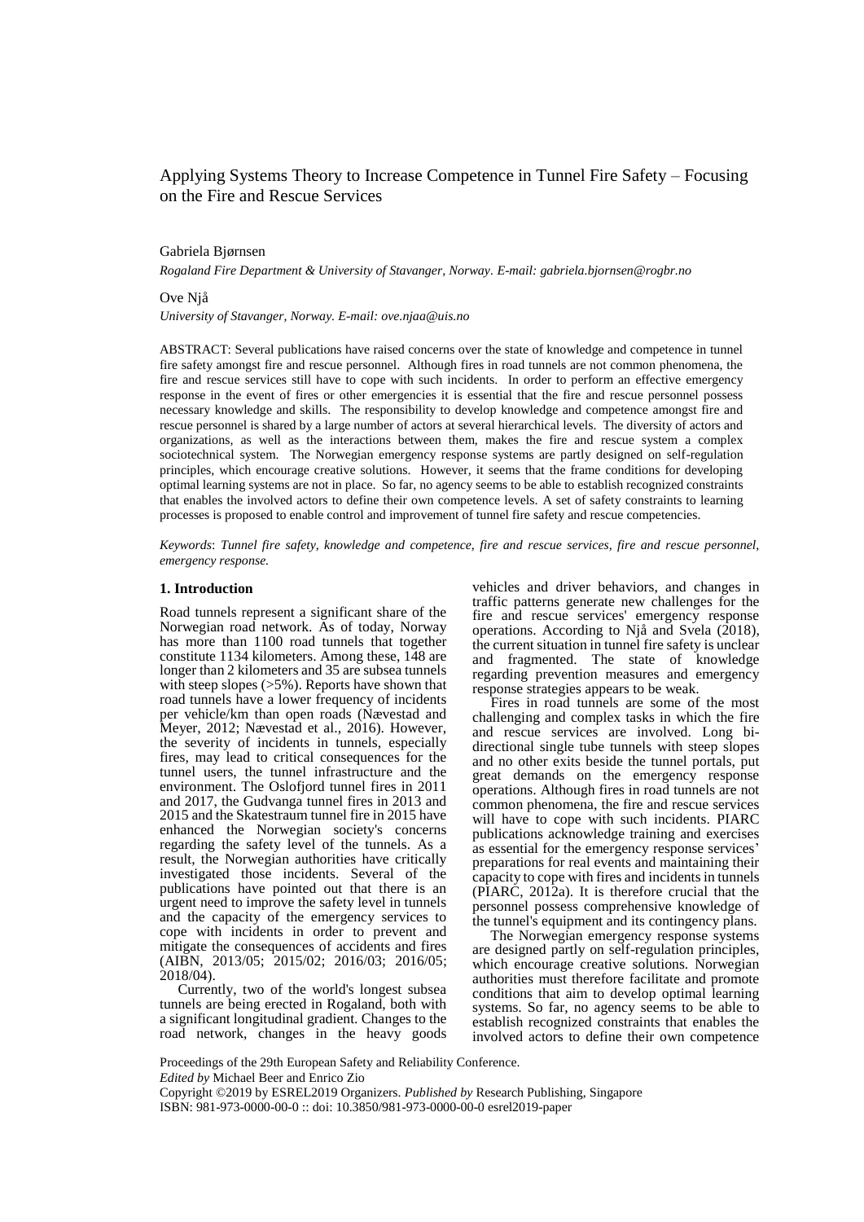# Applying Systems Theory to Increase Competence in Tunnel Fire Safety – Focusing on the Fire and Rescue Services

Gabriela Bjørnsen

*Rogaland Fire Department & University of Stavanger, Norway. E-mail: gabriela.bjornsen@rogbr.no*

Ove Njå

*University of Stavanger, Norway. E-mail: ove.njaa@uis.no*

ABSTRACT: Several publications have raised concerns over the state of knowledge and competence in tunnel fire safety amongst fire and rescue personnel. Although fires in road tunnels are not common phenomena, the fire and rescue services still have to cope with such incidents. In order to perform an effective emergency response in the event of fires or other emergencies it is essential that the fire and rescue personnel possess necessary knowledge and skills. The responsibility to develop knowledge and competence amongst fire and rescue personnel is shared by a large number of actors at several hierarchical levels. The diversity of actors and organizations, as well as the interactions between them, makes the fire and rescue system a complex sociotechnical system. The Norwegian emergency response systems are partly designed on self-regulation principles, which encourage creative solutions. However, it seems that the frame conditions for developing optimal learning systems are not in place. So far, no agency seems to be able to establish recognized constraints that enables the involved actors to define their own competence levels. A set of safety constraints to learning processes is proposed to enable control and improvement of tunnel fire safety and rescue competencies.

*Keywords*: *Tunnel fire safety, knowledge and competence, fire and rescue services, fire and rescue personnel, emergency response.*

## 1. Introduction

Road tunnels represent a significant share of the Norwegian road network. As of today, Norway has more than 1100 road tunnels that together constitute 1134 kilometers. Among these, 148 are longer than 2 kilometers and 35 are subsea tunnels with steep slopes (>5%). Reports have shown that road tunnels have a lower frequency of incidents per vehicle/km than open roads (Nævestad and Meyer, 2012; Nævestad et al., 2016). However, the severity of incidents in tunnels, especially fires, may lead to critical consequences for the tunnel users, the tunnel infrastructure and the environment. The Oslofjord tunnel fires in 2011 and 2017, the Gudvanga tunnel fires in 2013 and 2015 and the Skatestraum tunnel fire in 2015 have enhanced the Norwegian society's concerns regarding the safety level of the tunnels. As a result, the Norwegian authorities have critically investigated those incidents. Several of the publications have pointed out that there is an urgent need to improve the safety level in tunnels and the capacity of the emergency services to cope with incidents in order to prevent and mitigate the consequences of accidents and fires (AIBN, 2013/05; 2015/02; 2016/03; 2016/05; 2018/04).

Currently, two of the world's longest subsea tunnels are being erected in Rogaland, both with a significant longitudinal gradient. Changes to the road network, changes in the heavy goods vehicles and driver behaviors, and changes in traffic patterns generate new challenges for the fire and rescue services' emergency response operations. According to Njå and Svela (2018), the current situation in tunnel fire safety is unclear and fragmented. The state of knowledge regarding prevention measures and emergency response strategies appears to be weak.

Fires in road tunnels are some of the most challenging and complex tasks in which the fire and rescue services are involved. Long bi-directional single tube tunnels with steep slopes and no other exits beside the tunnel portals, put great demands on the emergency response operations. Although fires in road tunnels are not common phenomena, the fire and rescue services will have to cope with such incidents. PIARC publications acknowledge training and exercises as essential for the emergency response services' preparations for real events and maintaining their capacity to cope with fires and incidents in tunnels (PIARC, 2012a). It is therefore crucial that the personnel possess comprehensive knowledge of the tunnel's equipment and its contingency plans.

The Norwegian emergency response systems are designed partly on self-regulation principles, which encourage creative solutions. Norwegian authorities must therefore facilitate and promote conditions that aim to develop optimal learning systems. So far, no agency seems to be able to establish recognized constraints that enables the involved actors to define their own competence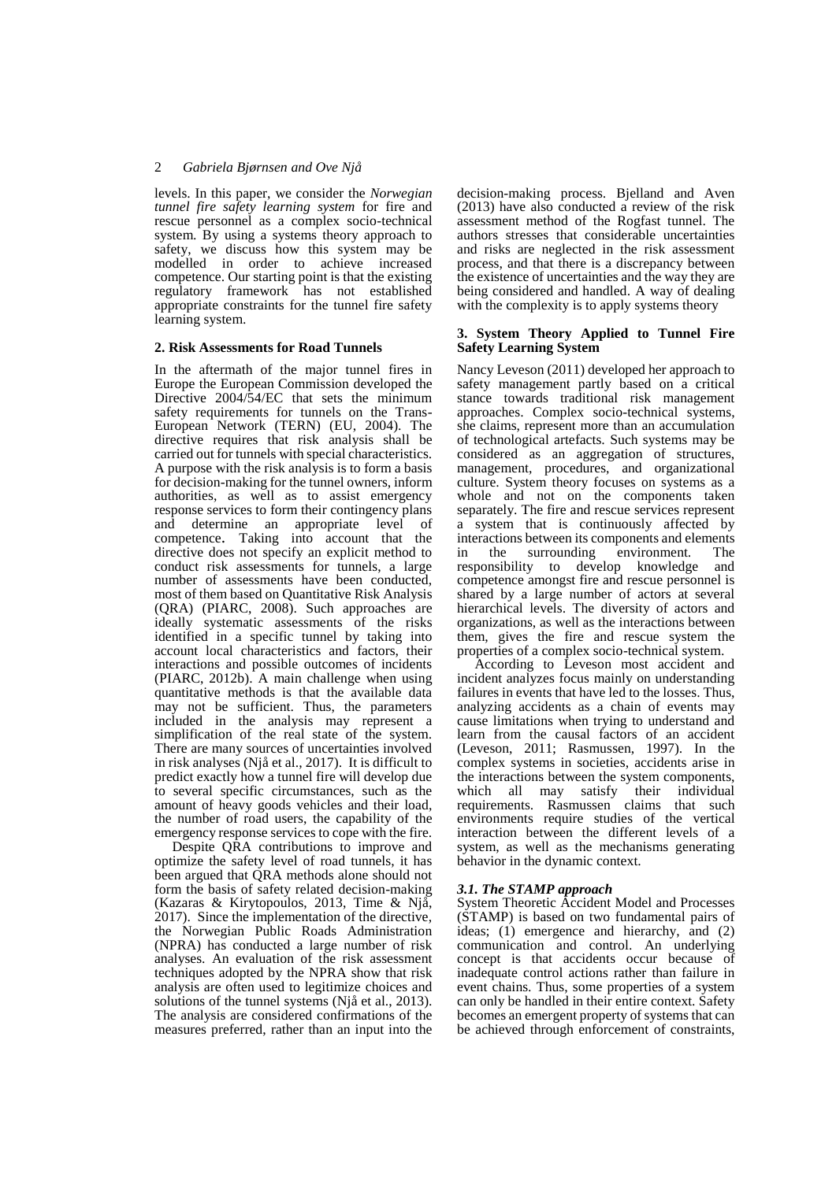levels. In this paper, we consider the *Norwegian tunnel fire safety learning system* for fire and rescue personnel as a complex socio-technical system. By using a systems theory approach to safety, we discuss how this system may be modelled in order to achieve increased competence. Our starting point is that the existing regulatory framework has not established appropriate constraints for the tunnel fire safety learning system.

## 2. Risk Assessments for Road Tunnels

In the aftermath of the major tunnel fires in Europe the European Commission developed the Directive 2004/54/EC that sets the minimum safety requirements for tunnels on the Trans-European Network (TERN) (EU, 2004). The directive requires that risk analysis shall be carried out for tunnels with special characteristics. A purpose with the risk analysis is to form a basis for decision-making for the tunnel owners, inform authorities, as well as to assist emergency response services to form their contingency plans and determine an appropriate level of competence. Taking into account that the directive does not specify an explicit method to conduct risk assessments for tunnels, a large number of assessments have been conducted, most of them based on Quantitative Risk Analysis (QRA) (PIARC, 2008). Such approaches are ideally systematic assessments of the risks identified in a specific tunnel by taking into account local characteristics and factors, their interactions and possible outcomes of incidents (PIARC, 2012b). A main challenge when using quantitative methods is that the available data may not be sufficient. Thus, the parameters included in the analysis may represent a simplification of the real state of the system. There are many sources of uncertainties involved in risk analyses (Njå et al., 2017). It is difficult to predict exactly how a tunnel fire will develop due to several specific circumstances, such as the amount of heavy goods vehicles and their load, the number of road users, the capability of the emergency response services to cope with the fire.

Despite QRA contributions to improve and optimize the safety level of road tunnels, it has been argued that QRA methods alone should not form the basis of safety related decision-making (Kazaras & Kirytopoulos, 2013, Time & Njå, 2017). Since the implementation of the directive, the Norwegian Public Roads Administration (NPRA) has conducted a large number of risk analyses. An evaluation of the risk assessment techniques adopted by the NPRA show that risk analysis are often used to legitimize choices and solutions of the tunnel systems (Njå et al., 2013). The analysis are considered confirmations of the measures preferred, rather than an input into the decision-making process. Bjelland and Aven (2013) have also conducted a review of the risk assessment method of the Rogfast tunnel. The authors stresses that considerable uncertainties and risks are neglected in the risk assessment process, and that there is a discrepancy between the existence of uncertainties and the way they are being considered and handled. A way of dealing with the complexity is to apply systems theory

## 3. System Theory Applied to Tunnel Fire Safety Learning System

Nancy Leveson (2011) developed her approach to safety management partly based on a critical stance towards traditional risk management approaches. Complex socio-technical systems, she claims, represent more than an accumulation of technological artefacts. Such systems may be considered as an aggregation of structures, management, procedures, and organizational culture. System theory focuses on systems as a whole and not on the components taken separately. The fire and rescue services represent a system that is continuously affected by interactions between its components and elements in the surrounding environment. The responsibility to develop knowledge and competence amongst fire and rescue personnel is shared by a large number of actors at several hierarchical levels. The diversity of actors and organizations, as well as the interactions between them, gives the fire and rescue system the properties of a complex socio-technical system.

According to Leveson most accident and incident analyzes focus mainly on understanding failures in events that have led to the losses. Thus, analyzing accidents as a chain of events may cause limitations when trying to understand and learn from the causal factors of an accident (Leveson, 2011; Rasmussen, 1997). In the complex systems in societies, accidents arise in the interactions between the system components, which all may satisfy their individual requirements. Rasmussen claims that such environments require studies of the vertical interaction between the different levels of a system, as well as the mechanisms generating behavior in the dynamic context.

### *3.1. The STAMP approach*

System Theoretic Accident Model and Processes (STAMP) is based on two fundamental pairs of ideas; (1) emergence and hierarchy, and (2) communication and control. An underlying concept is that accidents occur because of inadequate control actions rather than failure in event chains. Thus, some properties of a system can only be handled in their entire context. Safety becomes an emergent property of systems that can be achieved through enforcement of constraints,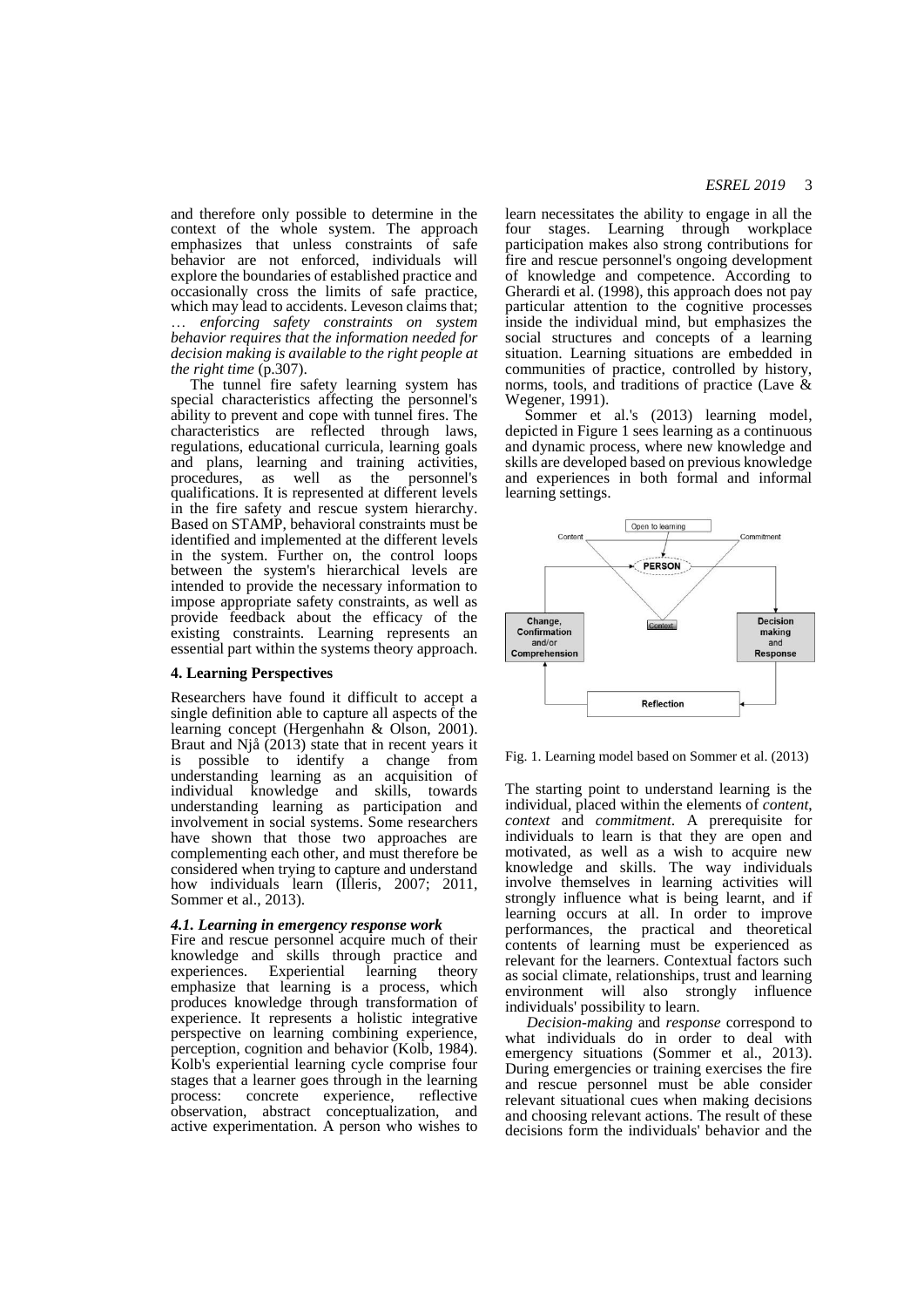and therefore only possible to determine in the context of the whole system. The approach emphasizes that unless constraints of safe behavior are not enforced, individuals will explore the boundaries of established practice and occasionally cross the limits of safe practice, which may lead to accidents. Leveson claims that; *… enforcing safety constraints on system behavior requires that the information needed for decision making is available to the right people at the right time* (p.307).

The tunnel fire safety learning system has special characteristics affecting the personnel's ability to prevent and cope with tunnel fires. The characteristics are reflected through laws, regulations, educational curricula, learning goals and plans, learning and training activities, procedures, as well as the personnel's qualifications. It is represented at different levels in the fire safety and rescue system hierarchy. Based on STAMP, behavioral constraints must be identified and implemented at the different levels in the system. Further on, the control loops between the system's hierarchical levels are intended to provide the necessary information to impose appropriate safety constraints, as well as provide feedback about the efficacy of the existing constraints. Learning represents an essential part within the systems theory approach.

## 4. Learning Perspectives

Researchers have found it difficult to accept a single definition able to capture all aspects of the learning concept (Hergenhahn & Olson, 2001). Braut and Njå (2013) state that in recent years it is possible to identify a change from understanding learning as an acquisition of individual knowledge and skills, towards understanding learning as participation and involvement in social systems. Some researchers have shown that those two approaches are complementing each other, and must therefore be considered when trying to capture and understand how individuals learn (Illeris, 2007; 2011, Sommer et al., 2013).

### *4.1. Learning in emergency response work*

Fire and rescue personnel acquire much of their knowledge and skills through practice and experiences. Experiential learning theory emphasize that learning is a process, which produces knowledge through transformation of experience. It represents a holistic integrative perspective on learning combining experience, perception, cognition and behavior (Kolb, 1984). Kolb's experiential learning cycle comprise four stages that a learner goes through in the learning process: concrete experience, reflective observation, abstract conceptualization, and active experimentation. A person who wishes to learn necessitates the ability to engage in all the four stages. Learning through workplace participation makes also strong contributions for fire and rescue personnel's ongoing development of knowledge and competence. According to Gherardi et al. (1998), this approach does not pay particular attention to the cognitive processes inside the individual mind, but emphasizes the social structures and concepts of a learning situation. Learning situations are embedded in communities of practice, controlled by history, norms, tools, and traditions of practice (Lave & Wegener, 1991).

Sommer et al.'s (2013) learning model, depicted in Figure 1 sees learning as a continuous and dynamic process, where new knowledge and skills are developed based on previous knowledge and experiences in both formal and informal learning settings.

Fig. 1. Learning model based on Sommer et al. (2013)

The starting point to understand learning is the individual, placed within the elements of *content*, *context* and *commitment*. A prerequisite for individuals to learn is that they are open and motivated, as well as a wish to acquire new knowledge and skills. The way individuals involve themselves in learning activities will strongly influence what is being learnt, and if learning occurs at all. In order to improve performances, the practical and theoretical contents of learning must be experienced as relevant for the learners. Contextual factors such as social climate, relationships, trust and learning environment will also strongly influence individuals' possibility to learn.

*Decision-making* and *response* correspond to what individuals do in order to deal with emergency situations (Sommer et al., 2013). During emergencies or training exercises the fire and rescue personnel must be able consider relevant situational cues when making decisions and choosing relevant actions. The result of these decisions form the individuals' behavior and the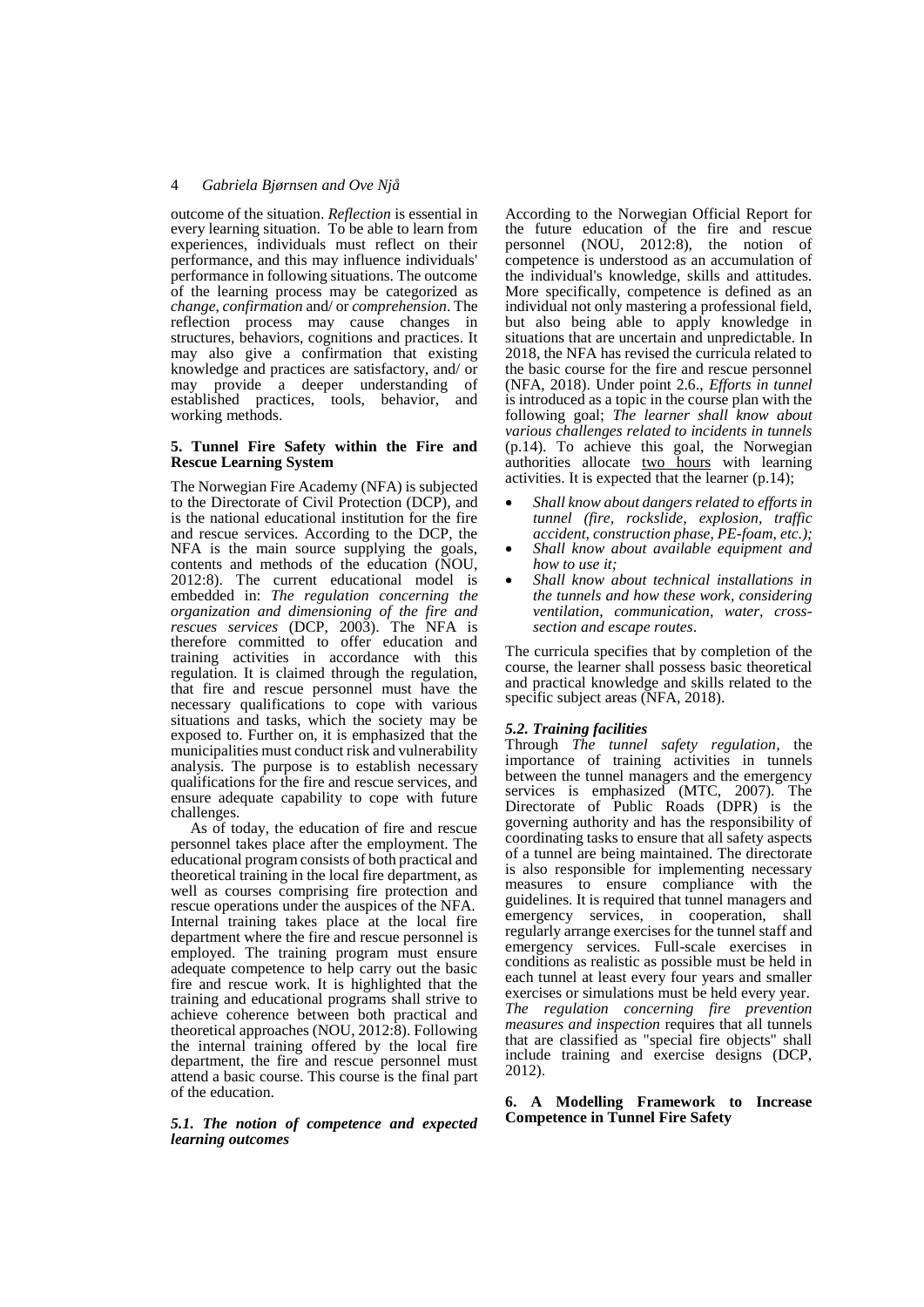outcome of the situation. *Reflection* is essential in every learning situation. To be able to learn from experiences, individuals must reflect on their performance, and this may influence individuals' performance in following situations. The outcome of the learning process may be categorized as *change*, *confirmation* and/ or *comprehension*. The reflection process may cause changes in structures, behaviors, cognitions and practices. It may also give a confirmation that existing knowledge and practices are satisfactory, and/ or may provide a deeper understanding of established practices, tools, behavior, and working methods.

## 5. Tunnel Fire Safety within the Fire and Rescue Learning System

The Norwegian Fire Academy (NFA) is subjected to the Directorate of Civil Protection (DCP), and is the national educational institution for the fire and rescue services. According to the DCP, the NFA is the main source supplying the goals, contents and methods of the education (NOU, 2012:8). The current educational model is embedded in: *The regulation concerning the organization and dimensioning of the fire and rescues services* (DCP, 2003). The NFA is therefore committed to offer education and training activities in accordance with this regulation. It is claimed through the regulation, that fire and rescue personnel must have the necessary qualifications to cope with various situations and tasks, which the society may be exposed to. Further on, it is emphasized that the municipalities must conduct risk and vulnerability analysis. The purpose is to establish necessary qualifications for the fire and rescue services, and ensure adequate capability to cope with future challenges.

As of today, the education of fire and rescue personnel takes place after the employment. The educational program consists of both practical and theoretical training in the local fire department, as well as courses comprising fire protection and rescue operations under the auspices of the NFA. Internal training takes place at the local fire department where the fire and rescue personnel is employed. The training program must ensure adequate competence to help carry out the basic fire and rescue work. It is highlighted that the training and educational programs shall strive to achieve coherence between both practical and theoretical approaches (NOU, 2012:8). Following the internal training offered by the local fire department, the fire and rescue personnel must attend a basic course. This course is the final part of the education.

### 5.1. The notion of competence and expected learning outcomes

According to the Norwegian Official Report for the future education of the fire and rescue personnel (NOU, 2012:8), the notion of competence is understood as an accumulation of the individual's knowledge, skills and attitudes. More specifically, competence is defined as an individual not only mastering a professional field, but also being able to apply knowledge in situations that are uncertain and unpredictable. In 2018, the NFA has revised the curricula related to the basic course for the fire and rescue personnel (NFA, 2018). Under point 2.6., *Efforts in tunnel* is introduced as a topic in the course plan with the following goal; *The learner shall know about various challenges related to incidents in tunnels* (p.14). To achieve this goal, the Norwegian authorities allocate <u>two hours</u> with learning activities. It is expected that the learner (p.14);

- *Shall know about dangers related to efforts in tunnel (fire, rockslide, explosion, traffic accident, construction phase, PE-foam, etc.);*
- *Shall know about available equipment and how to use it;*
- *Shall know about technical installations in the tunnels and how these work, considering ventilation, communication, water, cross-section and escape routes.*

The curricula specifies that by completion of the course, the learner shall possess basic theoretical and practical knowledge and skills related to the specific subject areas (NFA, 2018).

### 5.2. Training facilities

Through *The tunnel safety regulation*, the importance of training activities in tunnels between the tunnel managers and the emergency services is emphasized (MTC, 2007). The Directorate of Public Roads (DPR) is the governing authority and has the responsibility of coordinating tasks to ensure that all safety aspects of a tunnel are being maintained. The directorate is also responsible for implementing necessary measures to ensure compliance with the guidelines. It is required that tunnel managers and emergency services, in cooperation, shall regularly arrange exercises for the tunnel staff and emergency services. Full-scale exercises in conditions as realistic as possible must be held in each tunnel at least every four years and smaller exercises or simulations must be held every year. *The regulation concerning fire prevention measures and inspection* requires that all tunnels that are classified as "special fire objects" shall include training and exercise designs (DCP, 2012).

## 6. A Modelling Framework to Increase Competence in Tunnel Fire Safety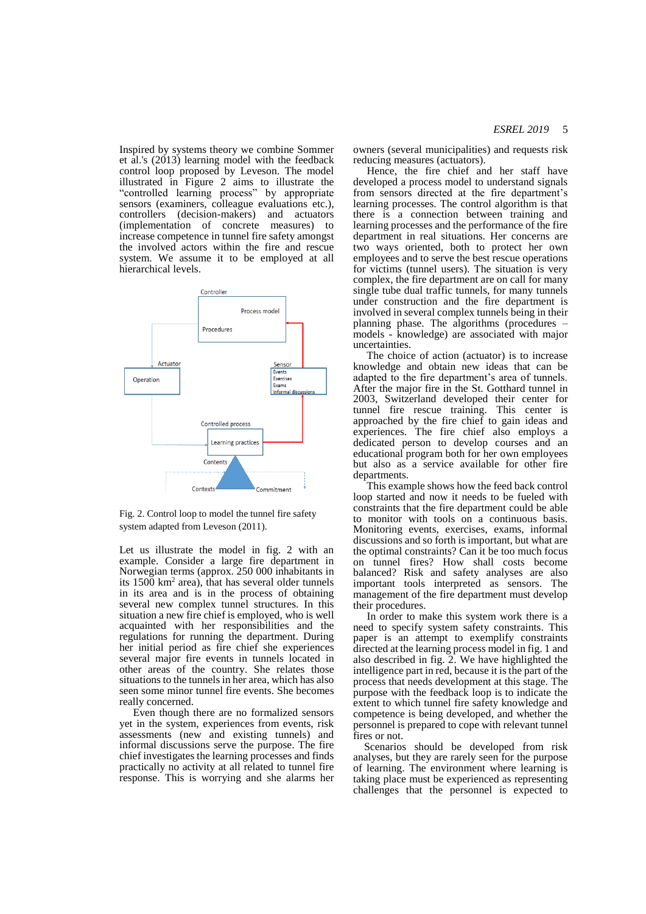Inspired by systems theory we combine Sommer et al.'s (2013) learning model with the feedback control loop proposed by Leveson. The model illustrated in Figure 2 aims to illustrate the "controlled learning process" by appropriate sensors (examiners, colleague evaluations etc.), controllers (decision-makers) and actuators (implementation of concrete measures) to increase competence in tunnel fire safety amongst the involved actors within the fire and rescue system. We assume it to be employed at all hierarchical levels.

Fig. 2. Control loop to model the tunnel fire safety system adapted from Leveson (2011).

Let us illustrate the model in fig. 2 with an example. Consider a large fire department in Norwegian terms (approx. 250 000 inhabitants in its 1500 km$^2$ area), that has several older tunnels in its area and is in the process of obtaining several new complex tunnel structures. In this situation a new fire chief is employed, who is well acquainted with her responsibilities and the regulations for running the department. During her initial period as fire chief she experiences several major fire events in tunnels located in other areas of the country. She relates those situations to the tunnels in her area, which has also seen some minor tunnel fire events. She becomes really concerned.

Even though there are no formalized sensors yet in the system, experiences from events, risk assessments (new and existing tunnels) and informal discussions serve the purpose. The fire chief investigates the learning processes and finds practically no activity at all related to tunnel fire response. This is worrying and she alarms her owners (several municipalities) and requests risk reducing measures (actuators).

Hence, the fire chief and her staff have developed a process model to understand signals from sensors directed at the fire department's learning processes. The control algorithm is that there is a connection between training and learning processes and the performance of the fire department in real situations. Her concerns are two ways oriented, both to protect her own employees and to serve the best rescue operations for victims (tunnel users). The situation is very complex, the fire department are on call for many single tube dual traffic tunnels, for many tunnels under construction and the fire department is involved in several complex tunnels being in their planning phase. The algorithms (procedures – models - knowledge) are associated with major uncertainties.

The choice of action (actuator) is to increase knowledge and obtain new ideas that can be adapted to the fire department's area of tunnels. After the major fire in the St. Gotthard tunnel in 2003, Switzerland developed their center for tunnel fire rescue training. This center is approached by the fire chief to gain ideas and experiences. The fire chief also employs a dedicated person to develop courses and an educational program both for her own employees but also as a service available for other fire departments.

This example shows how the feed back control loop started and now it needs to be fueled with constraints that the fire department could be able to monitor with tools on a continuous basis. Monitoring events, exercises, exams, informal discussions and so forth is important, but what are the optimal constraints? Can it be too much focus on tunnel fires? How shall costs become balanced? Risk and safety analyses are also important tools interpreted as sensors. The management of the fire department must develop their procedures.

In order to make this system work there is a need to specify system safety constraints. This paper is an attempt to exemplify constraints directed at the learning process model in fig. 1 and also described in fig. 2. We have highlighted the intelligence part in red, because it is the part of the process that needs development at this stage. The purpose with the feedback loop is to indicate the extent to which tunnel fire safety knowledge and competence is being developed, and whether the personnel is prepared to cope with relevant tunnel fires or not.

Scenarios should be developed from risk analyses, but they are rarely seen for the purpose of learning. The environment where learning is taking place must be experienced as representing challenges that the personnel is expected to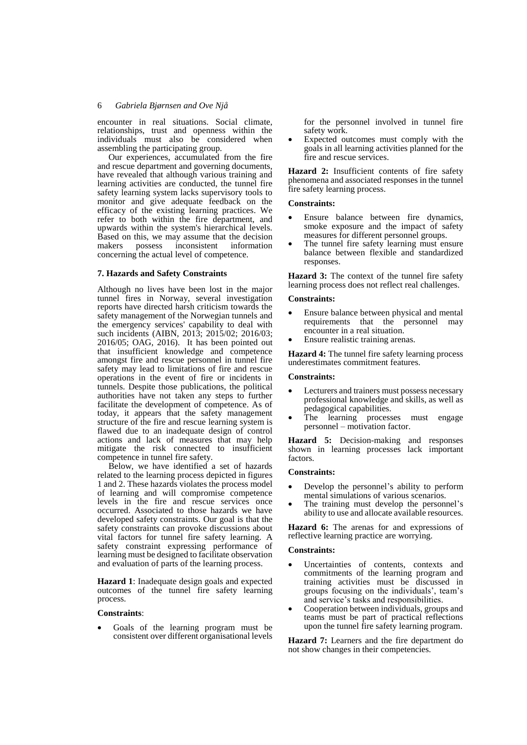encounter in real situations. Social climate, relationships, trust and openness within the individuals must also be considered when assembling the participating group.

Our experiences, accumulated from the fire and rescue department and governing documents, have revealed that although various training and learning activities are conducted, the tunnel fire safety learning system lacks supervisory tools to monitor and give adequate feedback on the efficacy of the existing learning practices. We refer to both within the fire department, and upwards within the system's hierarchical levels. Based on this, we may assume that the decision makers possess inconsistent information concerning the actual level of competence.

### 7. Hazards and Safety Constraints

Although no lives have been lost in the major tunnel fires in Norway, several investigation reports have directed harsh criticism towards the safety management of the Norwegian tunnels and the emergency services' capability to deal with such incidents (AIBN, 2013; 2015/02; 2016/03; 2016/05; OAG, 2016). It has been pointed out that insufficient knowledge and competence amongst fire and rescue personnel in tunnel fire safety may lead to limitations of fire and rescue operations in the event of fire or incidents in tunnels. Despite those publications, the political authorities have not taken any steps to further facilitate the development of competence. As of today, it appears that the safety management structure of the fire and rescue learning system is flawed due to an inadequate design of control actions and lack of measures that may help mitigate the risk connected to insufficient competence in tunnel fire safety.

Below, we have identified a set of hazards related to the learning process depicted in figures 1 and 2. These hazards violates the process model of learning and will compromise competence levels in the fire and rescue services once occurred. Associated to those hazards we have developed safety constraints. Our goal is that the safety constraints can provoke discussions about vital factors for tunnel fire safety learning. A safety constraint expressing performance of learning must be designed to facilitate observation and evaluation of parts of the learning process.

**Hazard 1**: Inadequate design goals and expected outcomes of the tunnel fire safety learning process.

**Constraints**:

- Goals of the learning program must be consistent over different organisational levels for the personnel involved in tunnel fire safety work.
- Expected outcomes must comply with the goals in all learning activities planned for the fire and rescue services.

**Hazard 2:** Insufficient contents of fire safety phenomena and associated responses in the tunnel fire safety learning process.

**Constraints:**

- Ensure balance between fire dynamics, smoke exposure and the impact of safety measures for different personnel groups.
- The tunnel fire safety learning must ensure balance between flexible and standardized responses.

**Hazard 3:** The context of the tunnel fire safety learning process does not reflect real challenges.

**Constraints:**

- Ensure balance between physical and mental requirements that the personnel may encounter in a real situation.
- Ensure realistic training arenas.

**Hazard 4:** The tunnel fire safety learning process underestimates commitment features.

**Constraints:**

- Lecturers and trainers must possess necessary professional knowledge and skills, as well as pedagogical capabilities.
- The learning processes must engage personnel – motivation factor.

**Hazard 5:** Decision-making and responses shown in learning processes lack important factors.

**Constraints:**

- Develop the personnel's ability to perform mental simulations of various scenarios.
- The training must develop the personnel's ability to use and allocate available resources.

**Hazard 6:** The arenas for and expressions of reflective learning practice are worrying.

**Constraints:**

- Uncertainties of contents, contexts and commitments of the learning program and training activities must be discussed in groups focusing on the individuals', team's and service's tasks and responsibilities.
- Cooperation between individuals, groups and teams must be part of practical reflections upon the tunnel fire safety learning program.

**Hazard 7:** Learners and the fire department do not show changes in their competencies.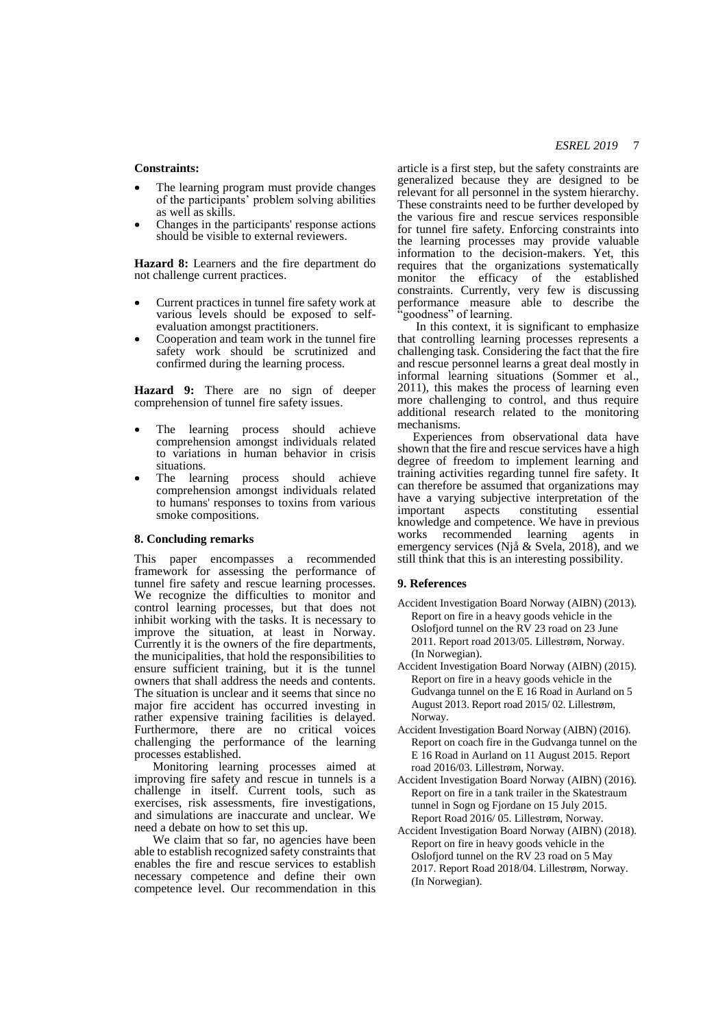**Constraints:**

- The learning program must provide changes of the participants' problem solving abilities as well as skills.
- Changes in the participants' response actions should be visible to external reviewers.

**Hazard 8:** Learners and the fire department do not challenge current practices.

- Current practices in tunnel fire safety work at various levels should be exposed to self-evaluation amongst practitioners.
- Cooperation and team work in the tunnel fire safety work should be scrutinized and confirmed during the learning process.

**Hazard 9:** There are no sign of deeper comprehension of tunnel fire safety issues.

- The learning process should achieve comprehension amongst individuals related to variations in human behavior in crisis situations.
- The learning process should achieve comprehension amongst individuals related to humans' responses to toxins from various smoke compositions.

## 8. Concluding remarks

This paper encompasses a recommended framework for assessing the performance of tunnel fire safety and rescue learning processes. We recognize the difficulties to monitor and control learning processes, but that does not inhibit working with the tasks. It is necessary to improve the situation, at least in Norway. Currently it is the owners of the fire departments, the municipalities, that hold the responsibilities to ensure sufficient training, but it is the tunnel owners that shall address the needs and contents. The situation is unclear and it seems that since no major fire accident has occurred investing in rather expensive training facilities is delayed. Furthermore, there are no critical voices challenging the performance of the learning processes established.

Monitoring learning processes aimed at improving fire safety and rescue in tunnels is a challenge in itself. Current tools, such as exercises, risk assessments, fire investigations, and simulations are inaccurate and unclear. We need a debate on how to set this up.

We claim that so far, no agencies have been able to establish recognized safety constraints that enables the fire and rescue services to establish necessary competence and define their own competence level. Our recommendation in this article is a first step, but the safety constraints are generalized because they are designed to be relevant for all personnel in the system hierarchy. These constraints need to be further developed by the various fire and rescue services responsible for tunnel fire safety. Enforcing constraints into the learning processes may provide valuable information to the decision-makers. Yet, this requires that the organizations systematically monitor the efficacy of the established constraints. Currently, very few is discussing performance measure able to describe the "goodness" of learning.

In this context, it is significant to emphasize that controlling learning processes represents a challenging task. Considering the fact that the fire and rescue personnel learns a great deal mostly in informal learning situations (Sommer et al., 2011), this makes the process of learning even more challenging to control, and thus require additional research related to the monitoring mechanisms.

Experiences from observational data have shown that the fire and rescue services have a high degree of freedom to implement learning and training activities regarding tunnel fire safety. It can therefore be assumed that organizations may have a varying subjective interpretation of the important aspects constituting essential knowledge and competence. We have in previous works recommended learning agents in emergency services (Njå & Svela, 2018), and we still think that this is an interesting possibility.

## 9. References

Accident Investigation Board Norway (AIBN) (2013). Report on fire in a heavy goods vehicle in the Oslofjord tunnel on the RV 23 road on 23 June 2011. Report road 2013/05. Lillestrøm, Norway. (In Norwegian).

Accident Investigation Board Norway (AIBN) (2015). Report on fire in a heavy goods vehicle in the Gudvanga tunnel on the E 16 Road in Aurland on 5 August 2013. Report road 2015/ 02. Lillestrøm, Norway.

Accident Investigation Board Norway (AIBN) (2016). Report on coach fire in the Gudvanga tunnel on the E 16 Road in Aurland on 11 August 2015. Report road 2016/03. Lillestrøm, Norway.

Accident Investigation Board Norway (AIBN) (2016). Report on fire in a tank trailer in the Skatestraum tunnel in Sogn og Fjordane on 15 July 2015. Report Road 2016/ 05. Lillestrøm, Norway.

Accident Investigation Board Norway (AIBN) (2018). Report on fire in heavy goods vehicle in the Oslofjord tunnel on the RV 23 road on 5 May 2017. Report Road 2018/04. Lillestrøm, Norway. (In Norwegian).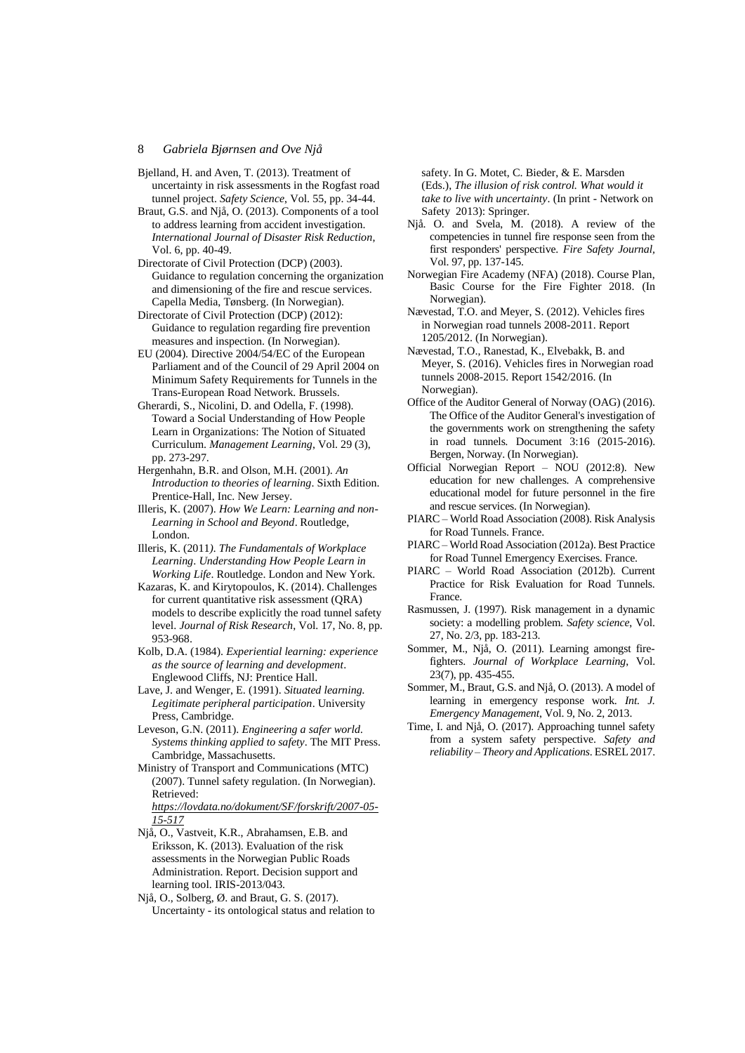Bjelland, H. and Aven, T. (2013). Treatment of uncertainty in risk assessments in the Rogfast road tunnel project. *Safety Science*, Vol. 55, pp. 34-44.

Braut, G.S. and Njå, O. (2013). Components of a tool to address learning from accident investigation. *International Journal of Disaster Risk Reduction*, Vol. 6, pp. 40-49.

Directorate of Civil Protection (DCP) (2003). Guidance to regulation concerning the organization and dimensioning of the fire and rescue services. Capella Media, Tønsberg. (In Norwegian).

Directorate of Civil Protection (DCP) (2012): Guidance to regulation regarding fire prevention measures and inspection. (In Norwegian).

EU (2004). Directive 2004/54/EC of the European Parliament and of the Council of 29 April 2004 on Minimum Safety Requirements for Tunnels in the Trans-European Road Network. Brussels.

Gherardi, S., Nicolini, D. and Odella, F. (1998). Toward a Social Understanding of How People Learn in Organizations: The Notion of Situated Curriculum. *Management Learning*, Vol. 29 (3), pp. 273-297.

Hergenhahn, B.R. and Olson, M.H. (2001). *An Introduction to theories of learning*. Sixth Edition. Prentice-Hall, Inc. New Jersey.

Illeris, K. (2007). *How We Learn: Learning and non-Learning in School and Beyond*. Routledge, London.

Illeris, K. (2011). *The Fundamentals of Workplace Learning. Understanding How People Learn in Working Life*. Routledge. London and New York.

Kazaras, K. and Kirytopoulos, K. (2014). Challenges for current quantitative risk assessment (QRA) models to describe explicitly the road tunnel safety level. *Journal of Risk Research*, Vol. 17, No. 8, pp. 953-968.

Kolb, D.A. (1984). *Experiential learning: experience as the source of learning and development*. Englewood Cliffs, NJ: Prentice Hall.

Lave, J. and Wenger, E. (1991). *Situated learning. Legitimate peripheral participation*. University Press, Cambridge.

Leveson, G.N. (2011). *Engineering a safer world. Systems thinking applied to safety*. The MIT Press. Cambridge, Massachusetts.

Ministry of Transport and Communications (MTC) (2007). Tunnel safety regulation. (In Norwegian). Retrieved: *https://lovdata.no/dokument/SF/forskrift/2007-05-15-517*

Njå, O., Vastveit, K.R., Abrahamsen, E.B. and Eriksson, K. (2013). Evaluation of the risk assessments in the Norwegian Public Roads Administration. Report. Decision support and learning tool. IRIS-2013/043.

Njå, O., Solberg, Ø. and Braut, G. S. (2017). Uncertainty - its ontological status and relation to safety. In G. Motet, C. Bieder, & E. Marsden (Eds.), *The illusion of risk control. What would it take to live with uncertainty*. (In print - Network on Safety 2013): Springer.

Njå. O. and Svela, M. (2018). A review of the competencies in tunnel fire response seen from the first responders' perspective. *Fire Safety Journal*, Vol. 97, pp. 137-145.

Norwegian Fire Academy (NFA) (2018). Course Plan, Basic Course for the Fire Fighter 2018. (In Norwegian).

Nævestad, T.O. and Meyer, S. (2012). Vehicles fires in Norwegian road tunnels 2008-2011. Report 1205/2012. (In Norwegian).

Nævestad, T.O., Ranestad, K., Elvebakk, B. and Meyer, S. (2016). Vehicles fires in Norwegian road tunnels 2008-2015. Report 1542/2016. (In Norwegian).

Office of the Auditor General of Norway (OAG) (2016). The Office of the Auditor General's investigation of the governments work on strengthening the safety in road tunnels. Document 3:16 (2015-2016). Bergen, Norway. (In Norwegian).

Official Norwegian Report – NOU (2012:8). New education for new challenges. A comprehensive educational model for future personnel in the fire and rescue services. (In Norwegian).

PIARC – World Road Association (2008). Risk Analysis for Road Tunnels. France.

PIARC – World Road Association (2012a). Best Practice for Road Tunnel Emergency Exercises. France.

PIARC – World Road Association (2012b). Current Practice for Risk Evaluation for Road Tunnels. France.

Rasmussen, J. (1997). Risk management in a dynamic society: a modelling problem. *Safety science*, Vol. 27, No. 2/3, pp. 183-213.

Sommer, M., Njå, O. (2011). Learning amongst fire-fighters. *Journal of Workplace Learning*, Vol. 23(7), pp. 435-455.

Sommer, M., Braut, G.S. and Njå, O. (2013). A model of learning in emergency response work. *Int. J. Emergency Management*, Vol. 9, No. 2, 2013.

Time, I. and Njå, O. (2017). Approaching tunnel safety from a system safety perspective. *Safety and reliability – Theory and Applications*. ESREL 2017.